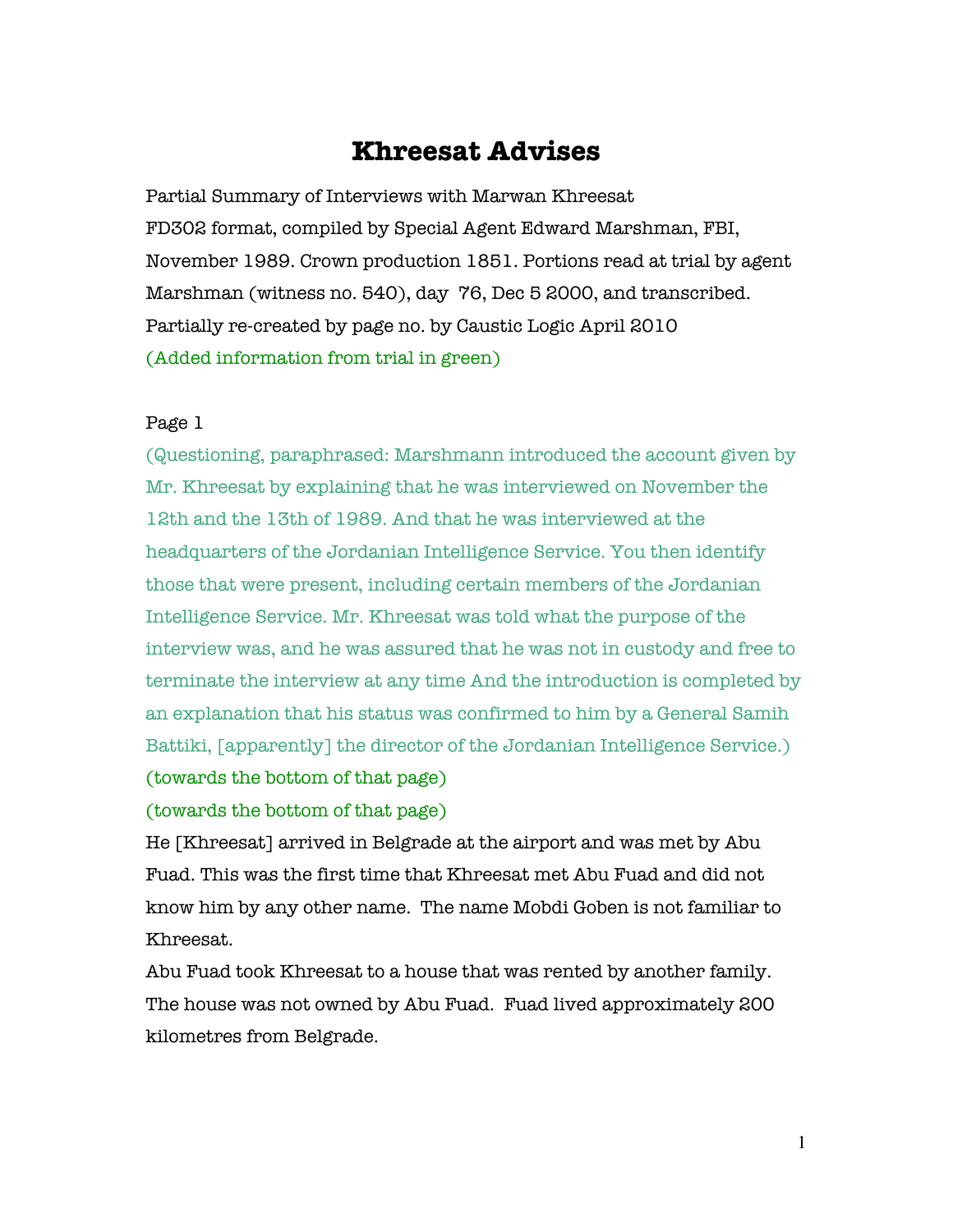# Khreesat Advises

Partial Summary of Interviews with Marwan Khreesat

FD302 format, compiled by Special Agent Edward Marshman, FBI, November 1989. Crown production 1851. Portions read at trial by agent Marshman (witness no. 540), day 76, Dec 5 2000, and transcribed.

Partially re-created by page no. by Caustic Logic April 2010

(Added information from trial in green)

Page 1

(Questioning, paraphrased: Marshmann introduced the account given by Mr. Khreesat by explaining that he was interviewed on November the 12th and the 13th of 1989. And that he was interviewed at the headquarters of the Jordanian Intelligence Service. You then identify those that were present, including certain members of the Jordanian Intelligence Service. Mr. Khreesat was told what the purpose of the interview was, and he was assured that he was not in custody and free to terminate the interview at any time And the introduction is completed by an explanation that his status was confirmed to him by a General Samih Battiki, [apparently] the director of the Jordanian Intelligence Service.)

(towards the bottom of that page)

(towards the bottom of that page)

He [Khreesat] arrived in Belgrade at the airport and was met by Abu Fuad. This was the first time that Khreesat met Abu Fuad and did not know him by any other name. The name Mobdi Goben is not familiar to Khreesat.

Abu Fuad took Khreesat to a house that was rented by another family. The house was not owned by Abu Fuad. Fuad lived approximately 200 kilometres from Belgrade.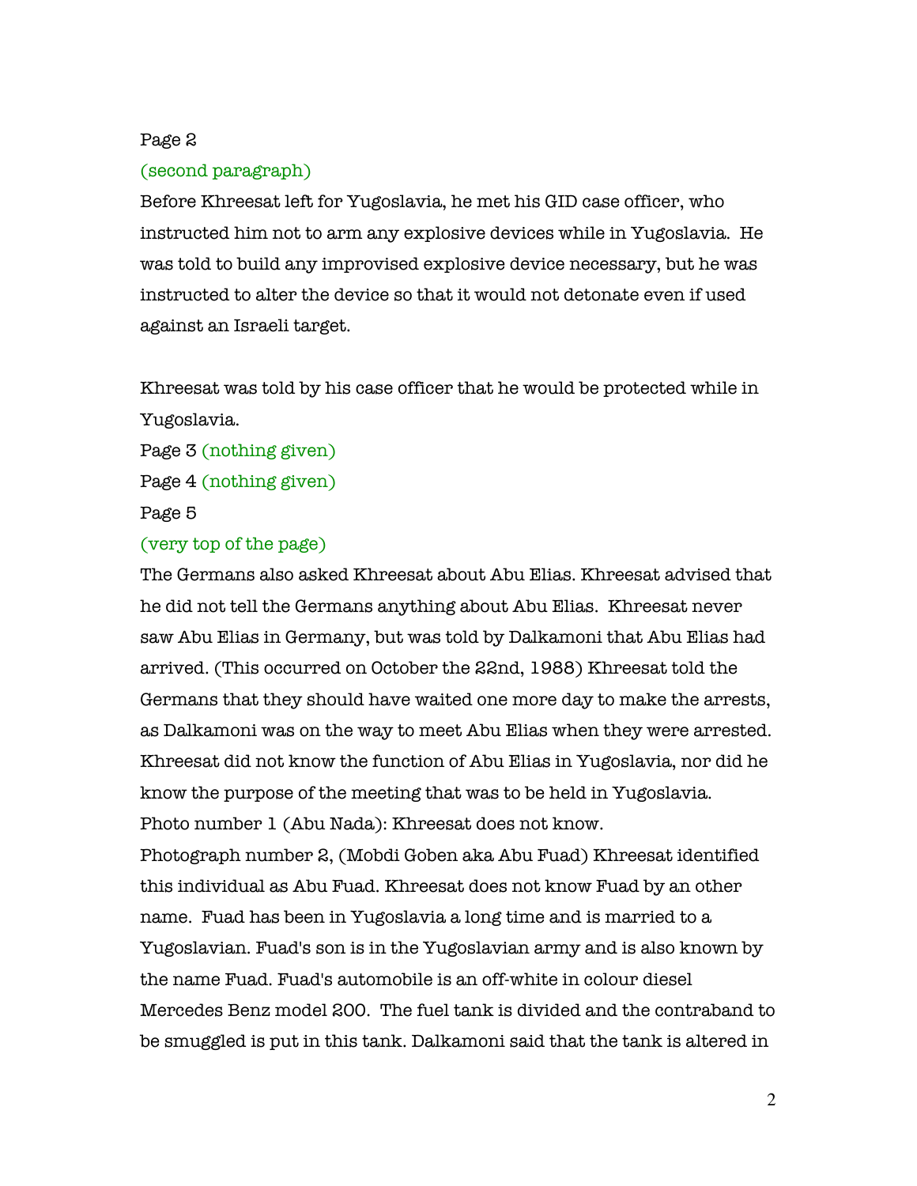Page 2

(second paragraph)

Before Khreesat left for Yugoslavia, he met his GID case officer, who instructed him not to arm any explosive devices while in Yugoslavia. He was told to build any improvised explosive device necessary, but he was instructed to alter the device so that it would not detonate even if used against an Israeli target.

Khreesat was told by his case officer that he would be protected while in Yugoslavia.

Page 3 (nothing given)

Page 4 (nothing given)

Page 5

(very top of the page)

The Germans also asked Khreesat about Abu Elias. Khreesat advised that he did not tell the Germans anything about Abu Elias. Khreesat never saw Abu Elias in Germany, but was told by Dalkamoni that Abu Elias had arrived. (This occurred on October the 22nd, 1988) Khreesat told the Germans that they should have waited one more day to make the arrests, as Dalkamoni was on the way to meet Abu Elias when they were arrested. Khreesat did not know the function of Abu Elias in Yugoslavia, nor did he know the purpose of the meeting that was to be held in Yugoslavia.

Photo number 1 (Abu Nada): Khreesat does not know.

Photograph number 2, (Mobdi Goben aka Abu Fuad) Khreesat identified this individual as Abu Fuad. Khreesat does not know Fuad by an other name. Fuad has been in Yugoslavia a long time and is married to a Yugoslavian. Fuad's son is in the Yugoslavian army and is also known by the name Fuad. Fuad's automobile is an off-white in colour diesel Mercedes Benz model 200. The fuel tank is divided and the contraband to be smuggled is put in this tank. Dalkamoni said that the tank is altered in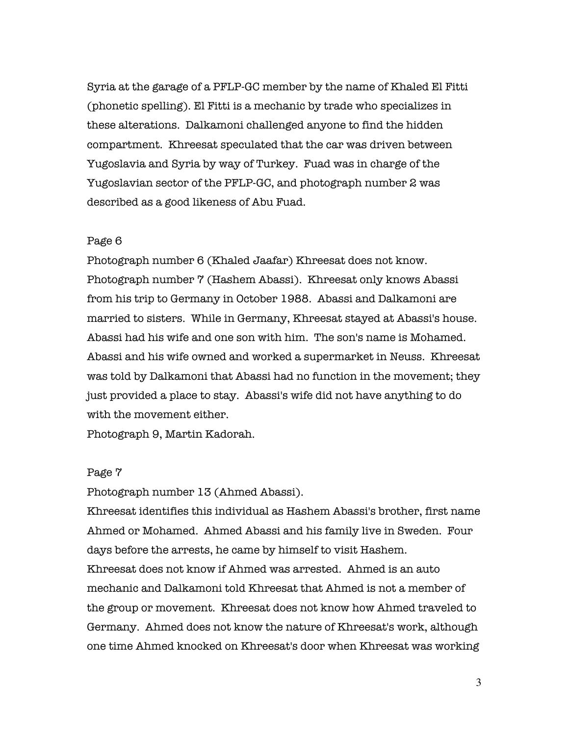Syria at the garage of a PFLP-GC member by the name of Khaled El Fitti (phonetic spelling). El Fitti is a mechanic by trade who specializes in these alterations. Dalkamoni challenged anyone to find the hidden compartment. Khreesat speculated that the car was driven between Yugoslavia and Syria by way of Turkey. Fuad was in charge of the Yugoslavian sector of the PFLP-GC, and photograph number 2 was described as a good likeness of Abu Fuad.

Page 6

Photograph number 6 (Khaled Jaafar) Khreesat does not know.
Photograph number 7 (Hashem Abassi). Khreesat only knows Abassi from his trip to Germany in October 1988. Abassi and Dalkamoni are married to sisters. While in Germany, Khreesat stayed at Abassi's house. Abassi had his wife and one son with him. The son's name is Mohamed. Abassi and his wife owned and worked a supermarket in Neuss. Khreesat was told by Dalkamoni that Abassi had no function in the movement; they just provided a place to stay. Abassi's wife did not have anything to do with the movement either.
Photograph 9, Martin Kadorah.

Page 7

Photograph number 13 (Ahmed Abassi).
Khreesat identifies this individual as Hashem Abassi's brother, first name Ahmed or Mohamed. Ahmed Abassi and his family live in Sweden. Four days before the arrests, he came by himself to visit Hashem.
Khreesat does not know if Ahmed was arrested. Ahmed is an auto mechanic and Dalkamoni told Khreesat that Ahmed is not a member of the group or movement. Khreesat does not know how Ahmed traveled to Germany. Ahmed does not know the nature of Khreesat's work, although one time Ahmed knocked on Khreesat's door when Khreesat was working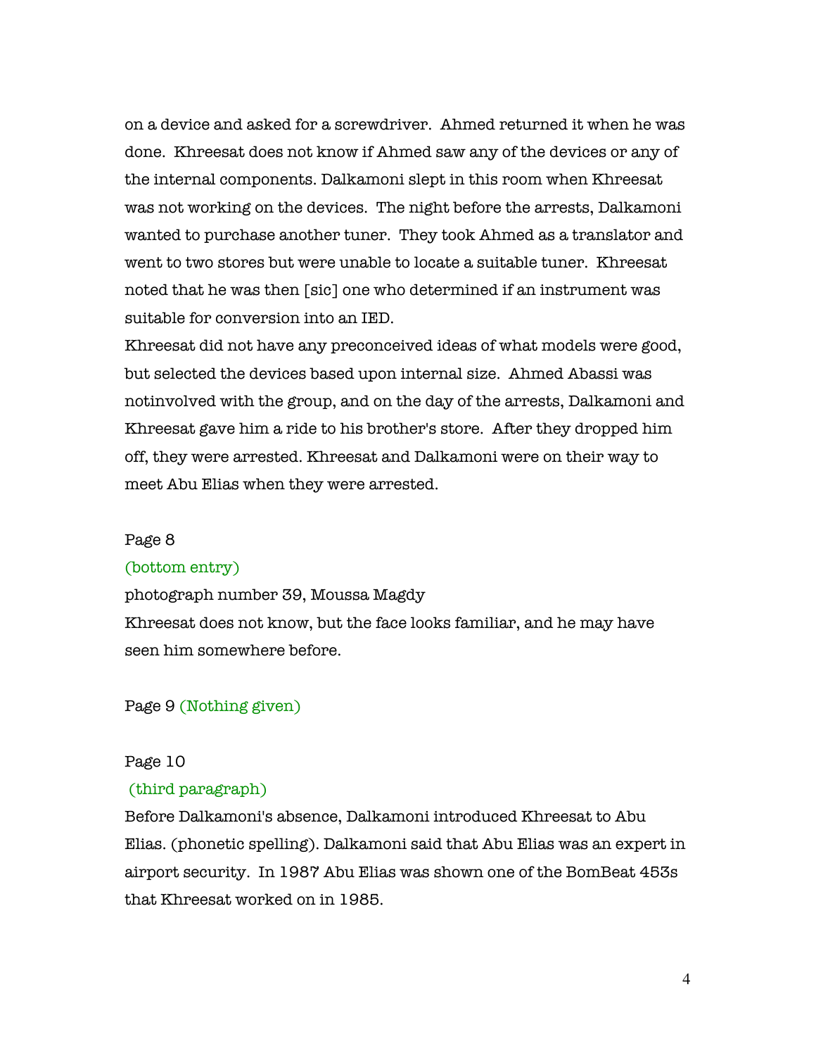on a device and asked for a screwdriver. Ahmed returned it when he was done. Khreesat does not know if Ahmed saw any of the devices or any of the internal components. Dalkamoni slept in this room when Khreesat was not working on the devices. The night before the arrests, Dalkamoni wanted to purchase another tuner. They took Ahmed as a translator and went to two stores but were unable to locate a suitable tuner. Khreesat noted that he was then [sic] one who determined if an instrument was suitable for conversion into an IED.

Khreesat did not have any preconceived ideas of what models were good, but selected the devices based upon internal size. Ahmed Abassi was notinvolved with the group, and on the day of the arrests, Dalkamoni and Khreesat gave him a ride to his brother's store. After they dropped him off, they were arrested. Khreesat and Dalkamoni were on their way to meet Abu Elias when they were arrested.

Page 8

(bottom entry)

photograph number 39, Moussa Magdy

Khreesat does not know, but the face looks familiar, and he may have seen him somewhere before.

Page 9 (Nothing given)

Page 10

(third paragraph)

Before Dalkamoni's absence, Dalkamoni introduced Khreesat to Abu Elias. (phonetic spelling). Dalkamoni said that Abu Elias was an expert in airport security. In 1987 Abu Elias was shown one of the BomBeat 453s that Khreesat worked on in 1985.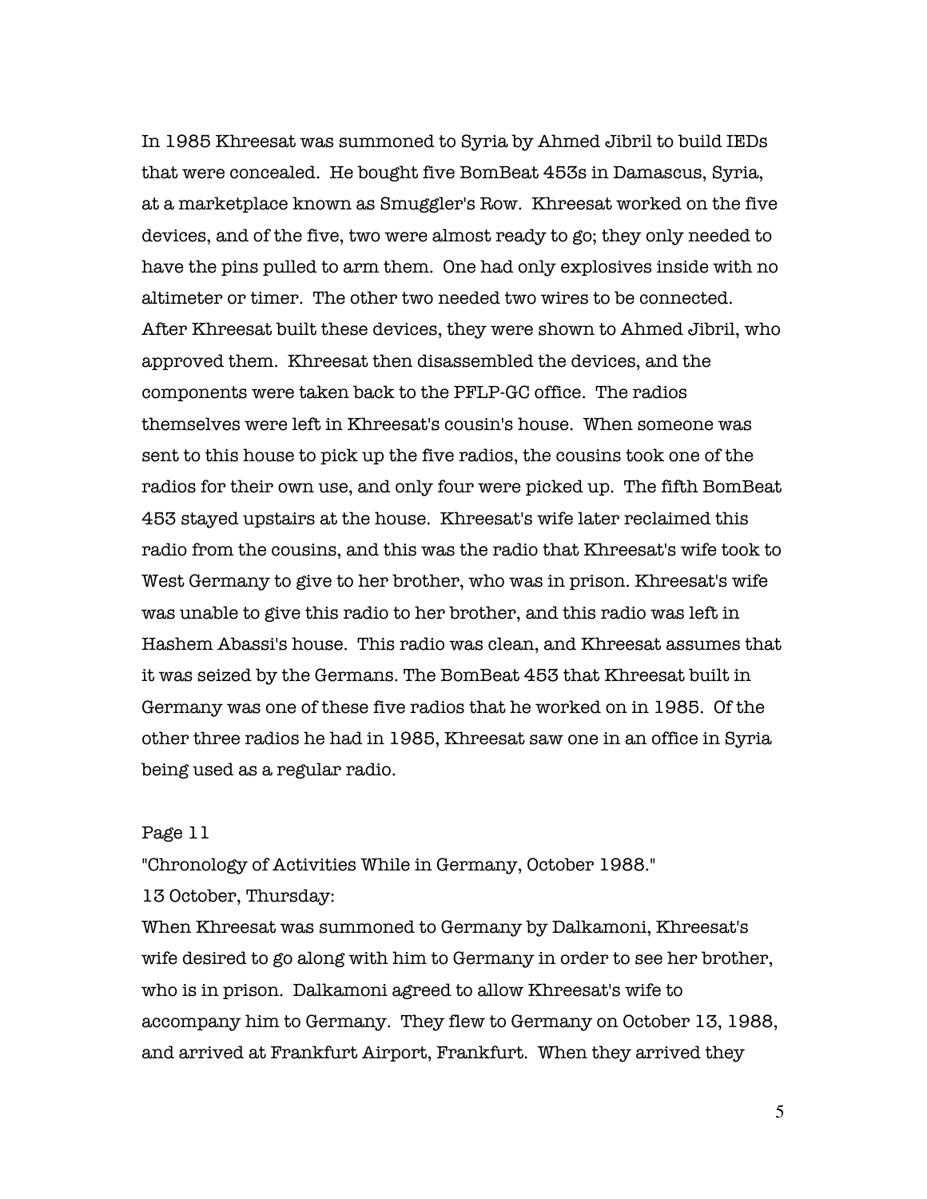In 1985 Khreesat was summoned to Syria by Ahmed Jibril to build IEDs that were concealed. He bought five BomBeat 453s in Damascus, Syria, at a marketplace known as Smuggler's Row. Khreesat worked on the five devices, and of the five, two were almost ready to go; they only needed to have the pins pulled to arm them. One had only explosives inside with no altimeter or timer. The other two needed two wires to be connected. After Khreesat built these devices, they were shown to Ahmed Jibril, who approved them. Khreesat then disassembled the devices, and the components were taken back to the PFLP-GC office. The radios themselves were left in Khreesat's cousin's house. When someone was sent to this house to pick up the five radios, the cousins took one of the radios for their own use, and only four were picked up. The fifth BomBeat 453 stayed upstairs at the house. Khreesat's wife later reclaimed this radio from the cousins, and this was the radio that Khreesat's wife took to West Germany to give to her brother, who was in prison. Khreesat's wife was unable to give this radio to her brother, and this radio was left in Hashem Abassi's house. This radio was clean, and Khreesat assumes that it was seized by the Germans. The BomBeat 453 that Khreesat built in Germany was one of these five radios that he worked on in 1985. Of the other three radios he had in 1985, Khreesat saw one in an office in Syria being used as a regular radio.

Page 11

"Chronology of Activities While in Germany, October 1988."

13 October, Thursday:

When Khreesat was summoned to Germany by Dalkamoni, Khreesat's wife desired to go along with him to Germany in order to see her brother, who is in prison. Dalkamoni agreed to allow Khreesat's wife to accompany him to Germany. They flew to Germany on October 13, 1988, and arrived at Frankfurt Airport, Frankfurt. When they arrived they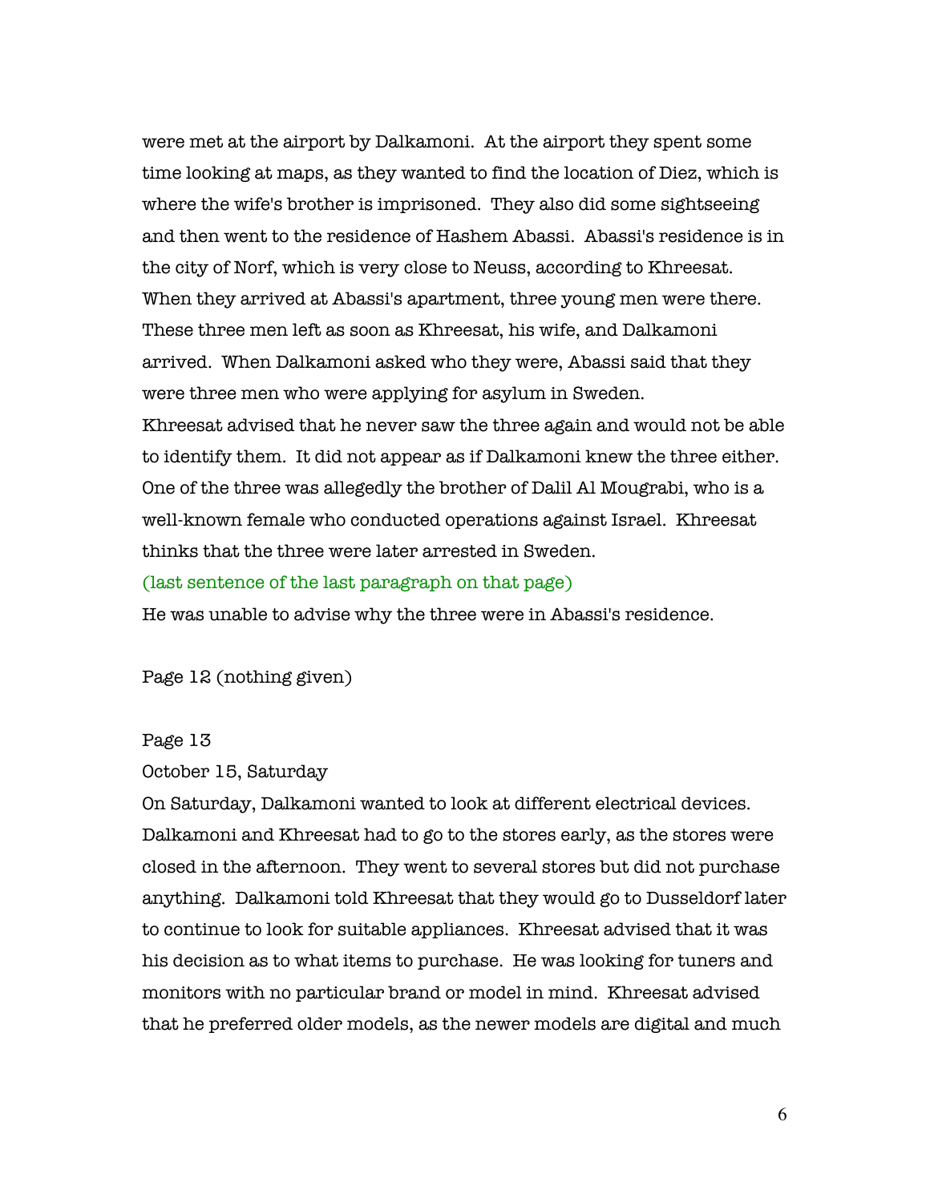were met at the airport by Dalkamoni. At the airport they spent some time looking at maps, as they wanted to find the location of Diez, which is where the wife's brother is imprisoned. They also did some sightseeing and then went to the residence of Hashem Abassi. Abassi's residence is in the city of Norf, which is very close to Neuss, according to Khreesat. When they arrived at Abassi's apartment, three young men were there. These three men left as soon as Khreesat, his wife, and Dalkamoni arrived. When Dalkamoni asked who they were, Abassi said that they were three men who were applying for asylum in Sweden.

Khreesat advised that he never saw the three again and would not be able to identify them. It did not appear as if Dalkamoni knew the three either. One of the three was allegedly the brother of Dalil Al Mougrabi, who is a well-known female who conducted operations against Israel. Khreesat thinks that the three were later arrested in Sweden.

(last sentence of the last paragraph on that page)

He was unable to advise why the three were in Abassi's residence.

Page 12 (nothing given)

Page 13

October 15, Saturday

On Saturday, Dalkamoni wanted to look at different electrical devices. Dalkamoni and Khreesat had to go to the stores early, as the stores were closed in the afternoon. They went to several stores but did not purchase anything. Dalkamoni told Khreesat that they would go to Dusseldorf later to continue to look for suitable appliances. Khreesat advised that it was his decision as to what items to purchase. He was looking for tuners and monitors with no particular brand or model in mind. Khreesat advised that he preferred older models, as the newer models are digital and much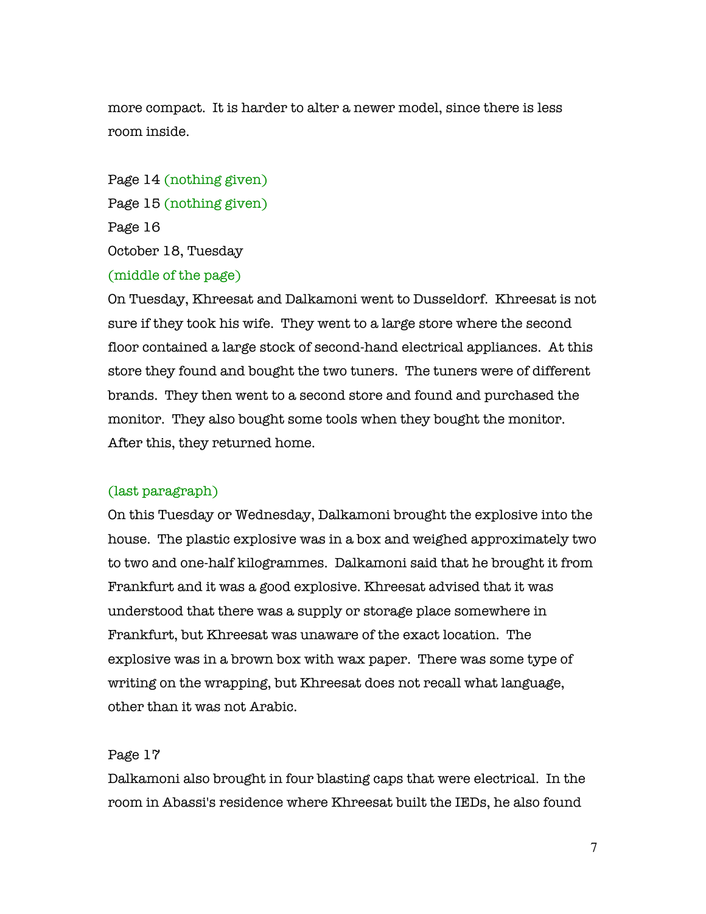more compact. It is harder to alter a newer model, since there is less room inside.

Page 14 (nothing given)

Page 15 (nothing given)

Page 16

October 18, Tuesday

(middle of the page)

On Tuesday, Khreesat and Dalkamoni went to Dusseldorf. Khreesat is not sure if they took his wife. They went to a large store where the second floor contained a large stock of second-hand electrical appliances. At this store they found and bought the two tuners. The tuners were of different brands. They then went to a second store and found and purchased the monitor. They also bought some tools when they bought the monitor. After this, they returned home.

(last paragraph)

On this Tuesday or Wednesday, Dalkamoni brought the explosive into the house. The plastic explosive was in a box and weighed approximately two to two and one-half kilogrammes. Dalkamoni said that he brought it from Frankfurt and it was a good explosive. Khreesat advised that it was understood that there was a supply or storage place somewhere in Frankfurt, but Khreesat was unaware of the exact location. The explosive was in a brown box with wax paper. There was some type of writing on the wrapping, but Khreesat does not recall what language, other than it was not Arabic.

Page 17

Dalkamoni also brought in four blasting caps that were electrical. In the room in Abassi's residence where Khreesat built the IEDs, he also found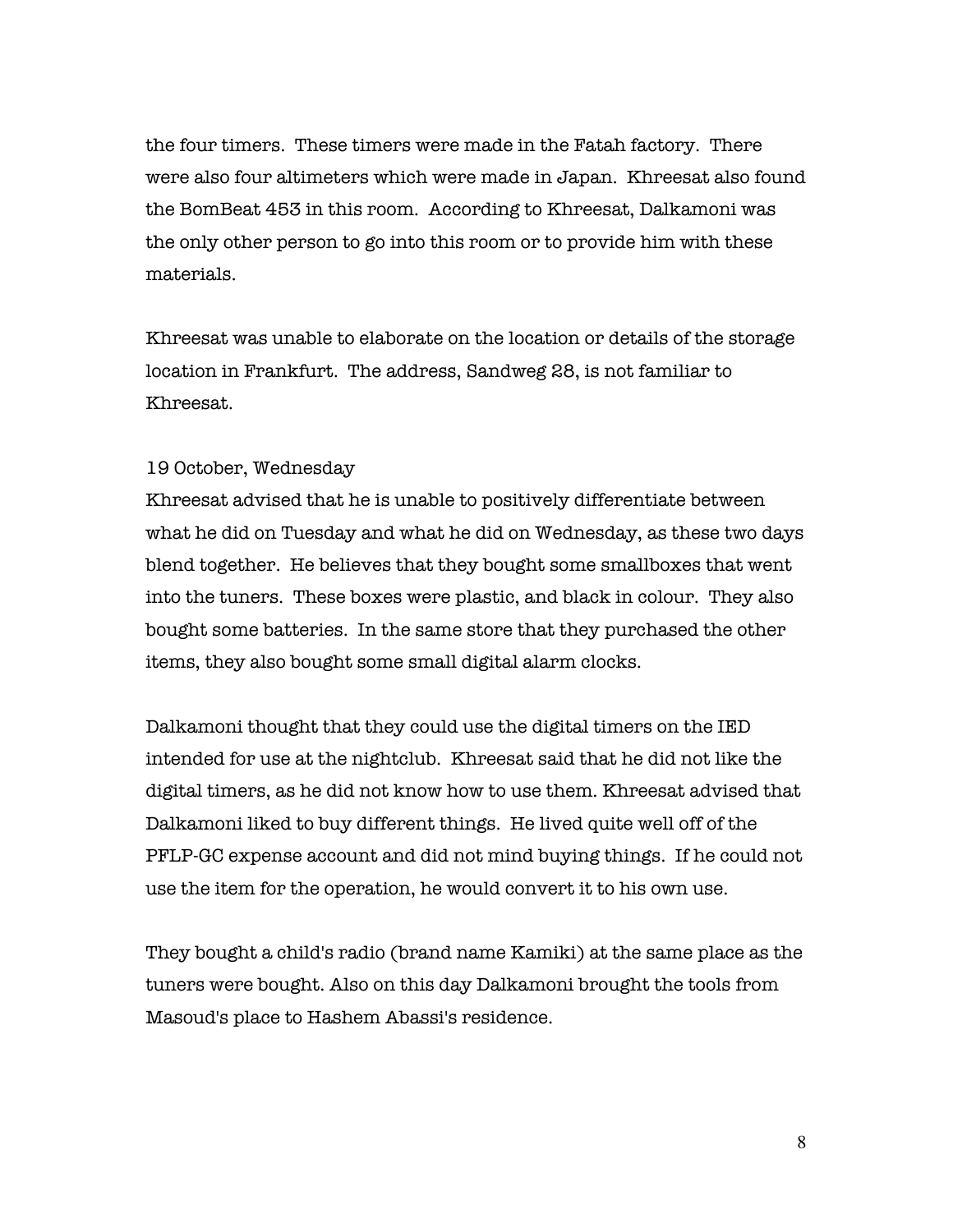the four timers. These timers were made in the Fatah factory. There were also four altimeters which were made in Japan. Khreesat also found the BomBeat 453 in this room. According to Khreesat, Dalkamoni was the only other person to go into this room or to provide him with these materials.

Khreesat was unable to elaborate on the location or details of the storage location in Frankfurt. The address, Sandweg 28, is not familiar to Khreesat.

19 October, Wednesday

Khreesat advised that he is unable to positively differentiate between what he did on Tuesday and what he did on Wednesday, as these two days blend together. He believes that they bought some smallboxes that went into the tuners. These boxes were plastic, and black in colour. They also bought some batteries. In the same store that they purchased the other items, they also bought some small digital alarm clocks.

Dalkamoni thought that they could use the digital timers on the IED intended for use at the nightclub. Khreesat said that he did not like the digital timers, as he did not know how to use them. Khreesat advised that Dalkamoni liked to buy different things. He lived quite well off of the PFLP-GC expense account and did not mind buying things. If he could not use the item for the operation, he would convert it to his own use.

They bought a child's radio (brand name Kamiki) at the same place as the tuners were bought. Also on this day Dalkamoni brought the tools from Masoud's place to Hashem Abassi's residence.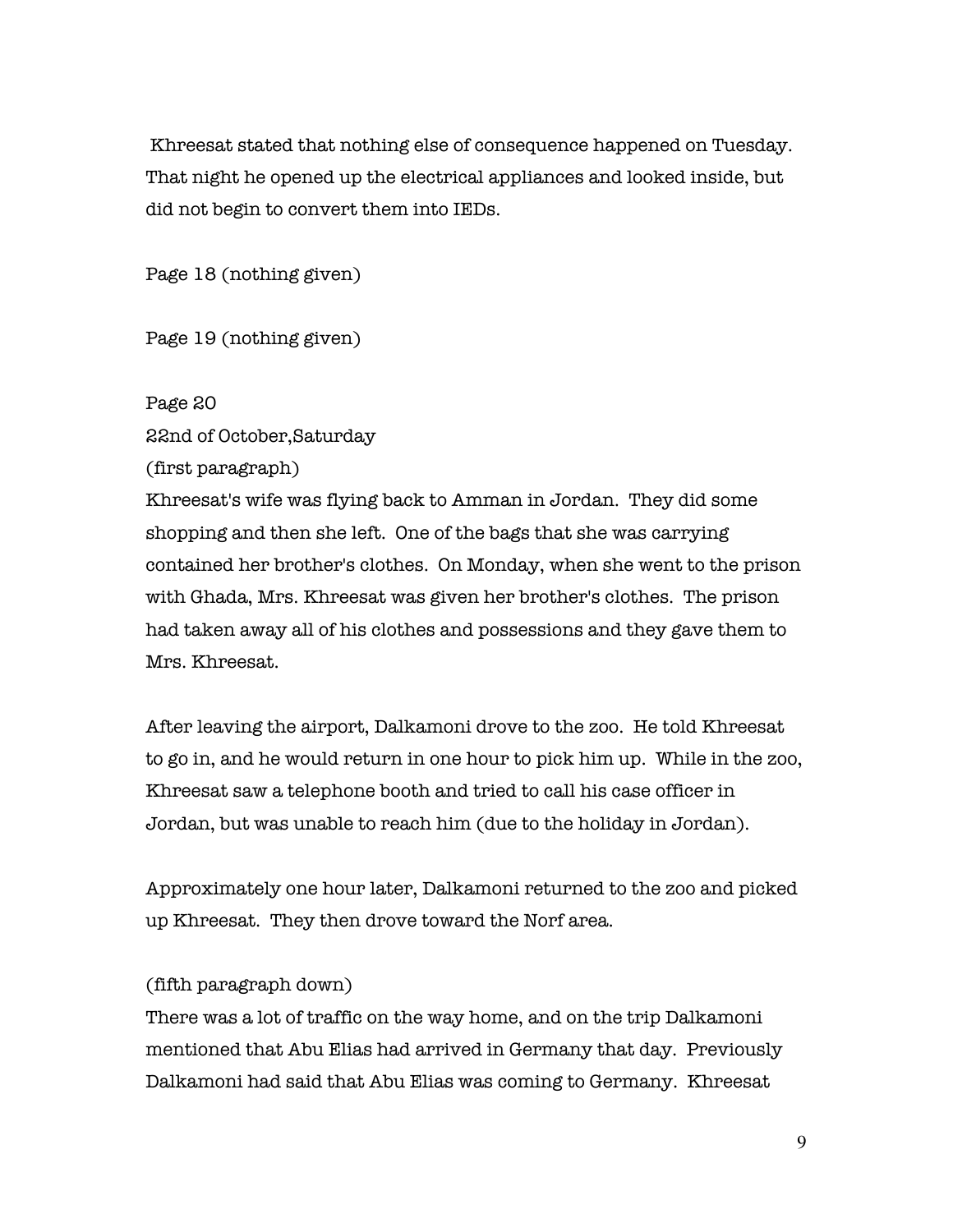Khreesat stated that nothing else of consequence happened on Tuesday. That night he opened up the electrical appliances and looked inside, but did not begin to convert them into IEDs.

Page 18 (nothing given)

Page 19 (nothing given)

Page 20
22nd of October,Saturday
(first paragraph)
Khreesat's wife was flying back to Amman in Jordan. They did some shopping and then she left. One of the bags that she was carrying contained her brother's clothes. On Monday, when she went to the prison with Ghada, Mrs. Khreesat was given her brother's clothes. The prison had taken away all of his clothes and possessions and they gave them to Mrs. Khreesat.

After leaving the airport, Dalkamoni drove to the zoo. He told Khreesat to go in, and he would return in one hour to pick him up. While in the zoo, Khreesat saw a telephone booth and tried to call his case officer in Jordan, but was unable to reach him (due to the holiday in Jordan).

Approximately one hour later, Dalkamoni returned to the zoo and picked up Khreesat. They then drove toward the Norf area.

(fifth paragraph down)
There was a lot of traffic on the way home, and on the trip Dalkamoni mentioned that Abu Elias had arrived in Germany that day. Previously Dalkamoni had said that Abu Elias was coming to Germany. Khreesat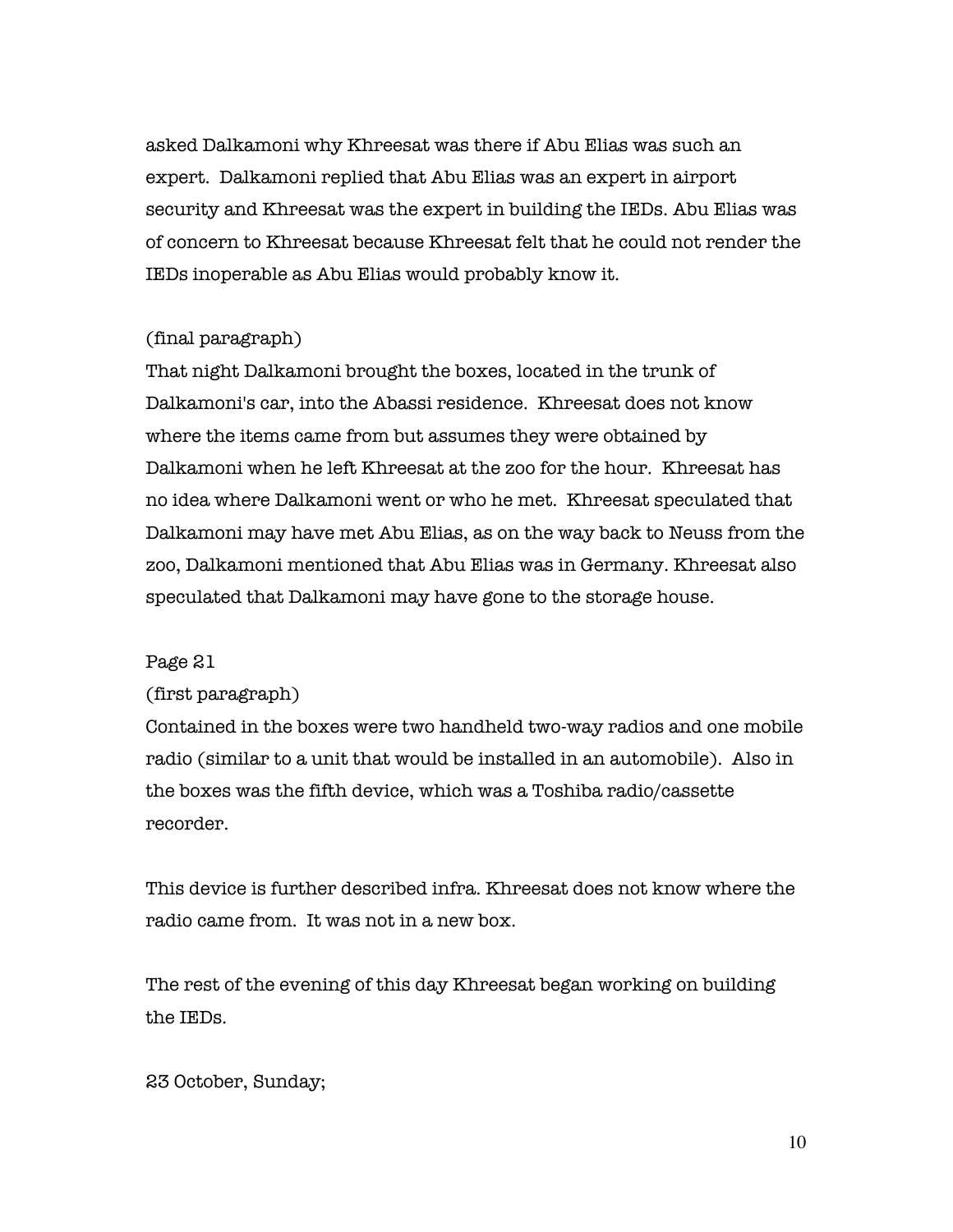asked Dalkamoni why Khreesat was there if Abu Elias was such an expert. Dalkamoni replied that Abu Elias was an expert in airport security and Khreesat was the expert in building the IEDs. Abu Elias was of concern to Khreesat because Khreesat felt that he could not render the IEDs inoperable as Abu Elias would probably know it.

(final paragraph)
That night Dalkamoni brought the boxes, located in the trunk of Dalkamoni's car, into the Abassi residence. Khreesat does not know where the items came from but assumes they were obtained by Dalkamoni when he left Khreesat at the zoo for the hour. Khreesat has no idea where Dalkamoni went or who he met. Khreesat speculated that Dalkamoni may have met Abu Elias, as on the way back to Neuss from the zoo, Dalkamoni mentioned that Abu Elias was in Germany. Khreesat also speculated that Dalkamoni may have gone to the storage house.

Page 21
(first paragraph)
Contained in the boxes were two handheld two-way radios and one mobile radio (similar to a unit that would be installed in an automobile). Also in the boxes was the fifth device, which was a Toshiba radio/cassette recorder.

This device is further described infra. Khreesat does not know where the radio came from. It was not in a new box.

The rest of the evening of this day Khreesat began working on building the IEDs.

23 October, Sunday;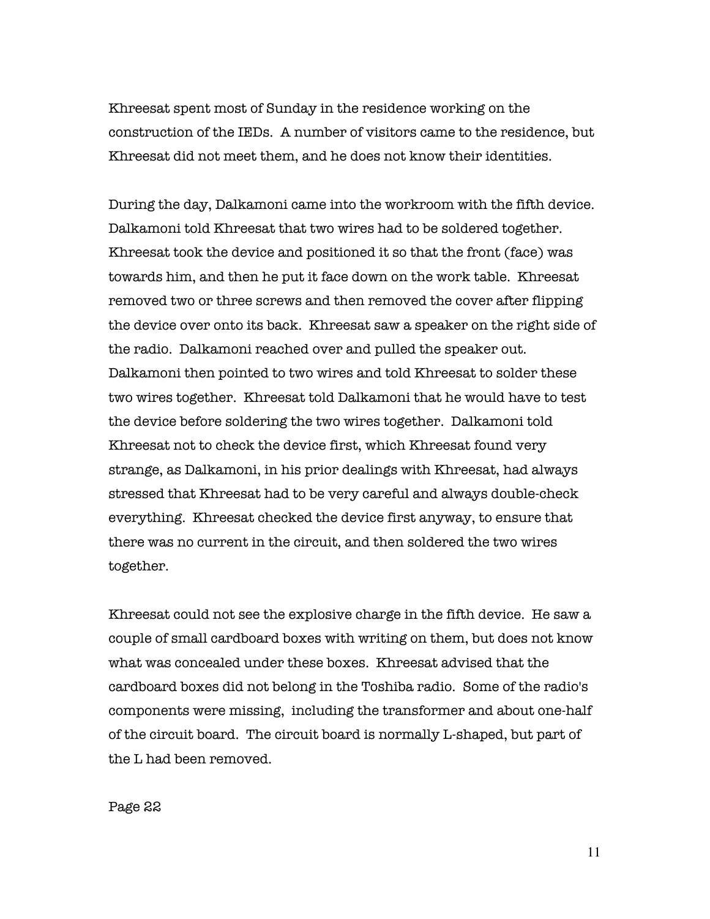Khreesat spent most of Sunday in the residence working on the construction of the IEDs. A number of visitors came to the residence, but Khreesat did not meet them, and he does not know their identities.

During the day, Dalkamoni came into the workroom with the fifth device. Dalkamoni told Khreesat that two wires had to be soldered together. Khreesat took the device and positioned it so that the front (face) was towards him, and then he put it face down on the work table. Khreesat removed two or three screws and then removed the cover after flipping the device over onto its back. Khreesat saw a speaker on the right side of the radio. Dalkamoni reached over and pulled the speaker out. Dalkamoni then pointed to two wires and told Khreesat to solder these two wires together. Khreesat told Dalkamoni that he would have to test the device before soldering the two wires together. Dalkamoni told Khreesat not to check the device first, which Khreesat found very strange, as Dalkamoni, in his prior dealings with Khreesat, had always stressed that Khreesat had to be very careful and always double-check everything. Khreesat checked the device first anyway, to ensure that there was no current in the circuit, and then soldered the two wires together.

Khreesat could not see the explosive charge in the fifth device. He saw a couple of small cardboard boxes with writing on them, but does not know what was concealed under these boxes. Khreesat advised that the cardboard boxes did not belong in the Toshiba radio. Some of the radio's components were missing, including the transformer and about one-half of the circuit board. The circuit board is normally L-shaped, but part of the L had been removed.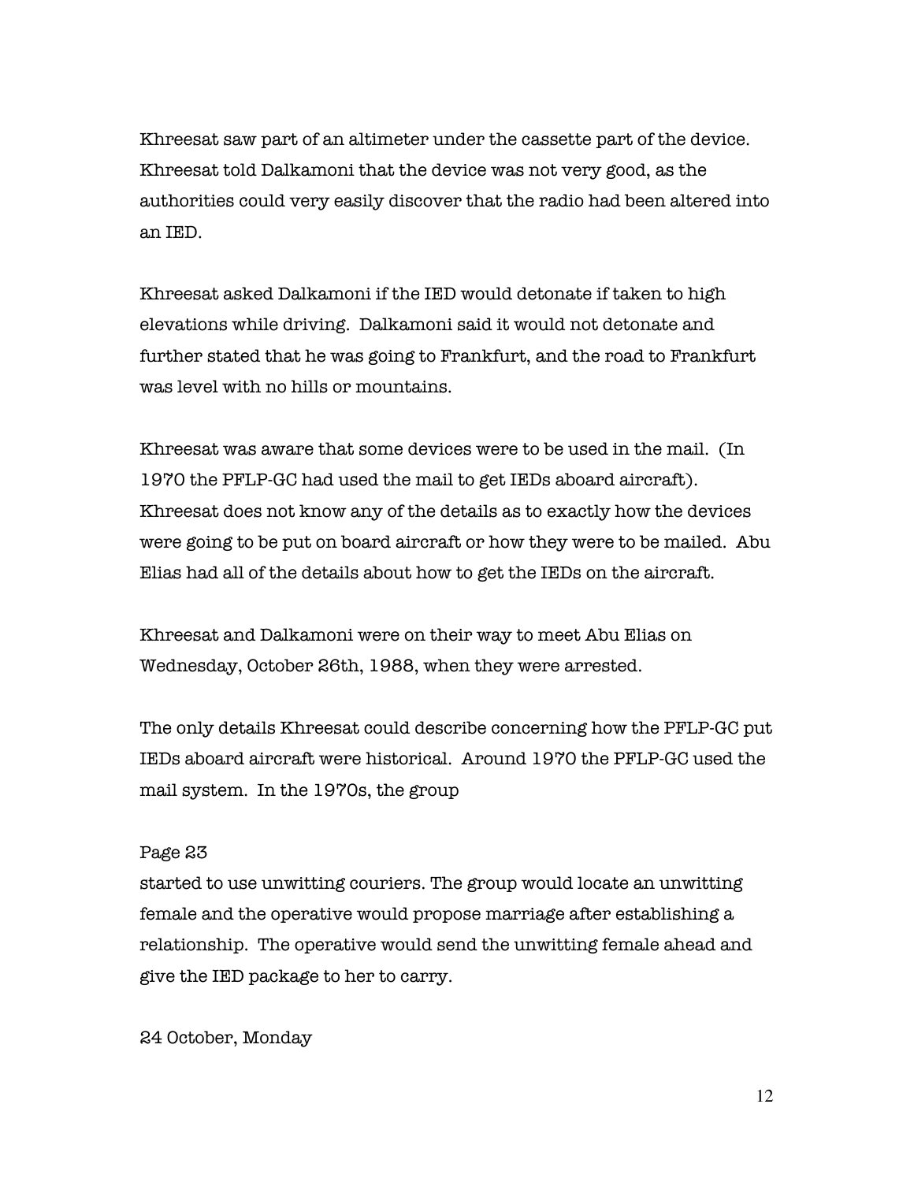Khreesat saw part of an altimeter under the cassette part of the device. Khreesat told Dalkamoni that the device was not very good, as the authorities could very easily discover that the radio had been altered into an IED.

Khreesat asked Dalkamoni if the IED would detonate if taken to high elevations while driving. Dalkamoni said it would not detonate and further stated that he was going to Frankfurt, and the road to Frankfurt was level with no hills or mountains.

Khreesat was aware that some devices were to be used in the mail. (In 1970 the PFLP-GC had used the mail to get IEDs aboard aircraft). Khreesat does not know any of the details as to exactly how the devices were going to be put on board aircraft or how they were to be mailed. Abu Elias had all of the details about how to get the IEDs on the aircraft.

Khreesat and Dalkamoni were on their way to meet Abu Elias on Wednesday, October 26th, 1988, when they were arrested.

The only details Khreesat could describe concerning how the PFLP-GC put IEDs aboard aircraft were historical. Around 1970 the PFLP-GC used the mail system. In the 1970s, the group

Page 23

started to use unwitting couriers. The group would locate an unwitting female and the operative would propose marriage after establishing a relationship. The operative would send the unwitting female ahead and give the IED package to her to carry.

24 October, Monday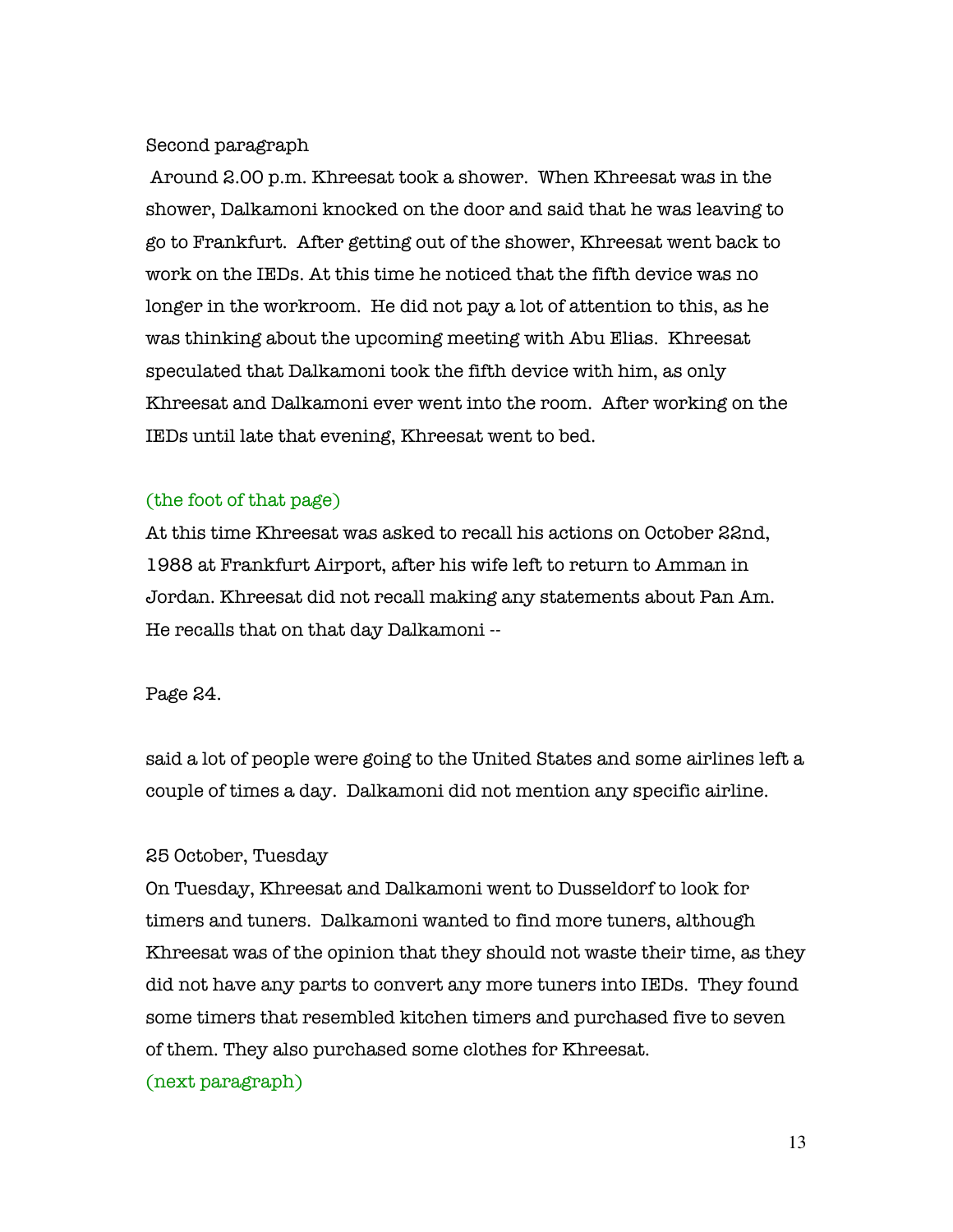Second paragraph

Around 2.00 p.m. Khreesat took a shower. When Khreesat was in the shower, Dalkamoni knocked on the door and said that he was leaving to go to Frankfurt. After getting out of the shower, Khreesat went back to work on the IEDs. At this time he noticed that the fifth device was no longer in the workroom. He did not pay a lot of attention to this, as he was thinking about the upcoming meeting with Abu Elias. Khreesat speculated that Dalkamoni took the fifth device with him, as only Khreesat and Dalkamoni ever went into the room. After working on the IEDs until late that evening, Khreesat went to bed.

(the foot of that page)

At this time Khreesat was asked to recall his actions on October 22nd, 1988 at Frankfurt Airport, after his wife left to return to Amman in Jordan. Khreesat did not recall making any statements about Pan Am. He recalls that on that day Dalkamoni --

Page 24.

said a lot of people were going to the United States and some airlines left a couple of times a day. Dalkamoni did not mention any specific airline.

25 October, Tuesday

On Tuesday, Khreesat and Dalkamoni went to Dusseldorf to look for timers and tuners. Dalkamoni wanted to find more tuners, although Khreesat was of the opinion that they should not waste their time, as they did not have any parts to convert any more tuners into IEDs. They found some timers that resembled kitchen timers and purchased five to seven of them. They also purchased some clothes for Khreesat.

(next paragraph)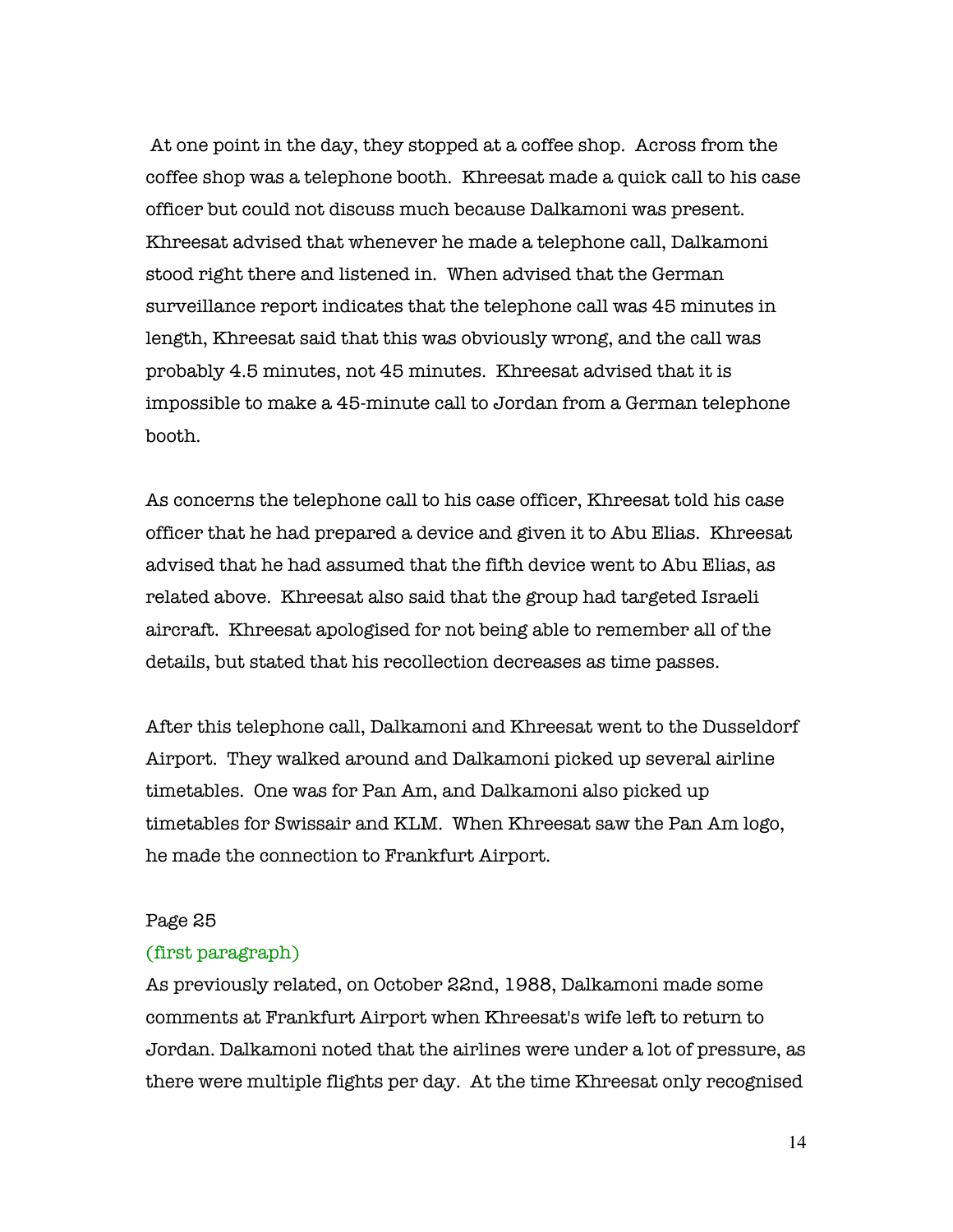At one point in the day, they stopped at a coffee shop. Across from the coffee shop was a telephone booth. Khreesat made a quick call to his case officer but could not discuss much because Dalkamoni was present. Khreesat advised that whenever he made a telephone call, Dalkamoni stood right there and listened in. When advised that the German surveillance report indicates that the telephone call was 45 minutes in length, Khreesat said that this was obviously wrong, and the call was probably 4.5 minutes, not 45 minutes. Khreesat advised that it is impossible to make a 45-minute call to Jordan from a German telephone booth.

As concerns the telephone call to his case officer, Khreesat told his case officer that he had prepared a device and given it to Abu Elias. Khreesat advised that he had assumed that the fifth device went to Abu Elias, as related above. Khreesat also said that the group had targeted Israeli aircraft. Khreesat apologised for not being able to remember all of the details, but stated that his recollection decreases as time passes.

After this telephone call, Dalkamoni and Khreesat went to the Dusseldorf Airport. They walked around and Dalkamoni picked up several airline timetables. One was for Pan Am, and Dalkamoni also picked up timetables for Swissair and KLM. When Khreesat saw the Pan Am logo, he made the connection to Frankfurt Airport.

Page 25

(first paragraph)

As previously related, on October 22nd, 1988, Dalkamoni made some comments at Frankfurt Airport when Khreesat's wife left to return to Jordan. Dalkamoni noted that the airlines were under a lot of pressure, as there were multiple flights per day. At the time Khreesat only recognised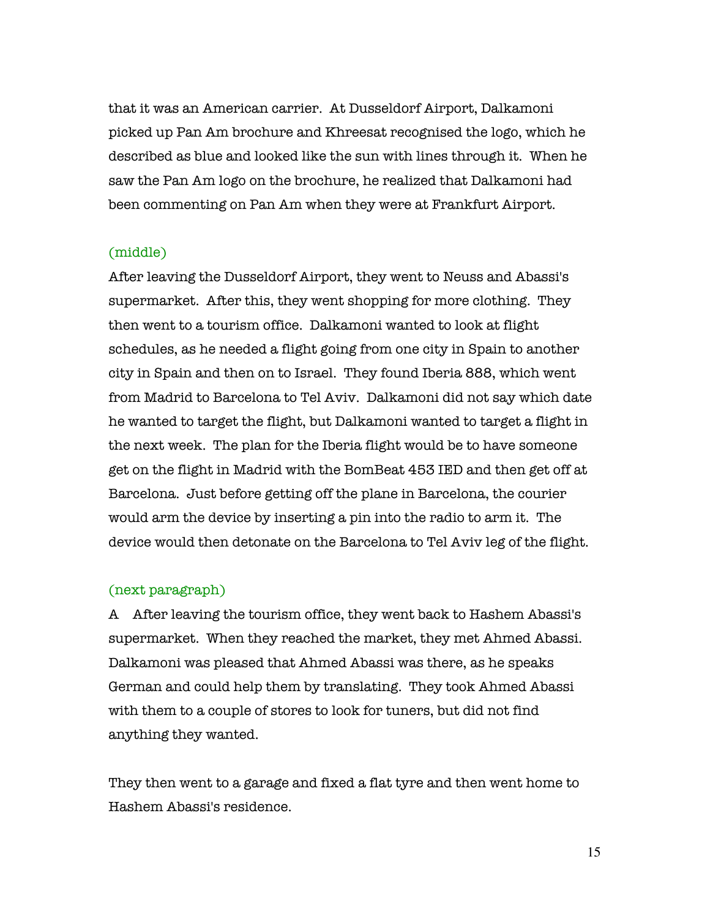that it was an American carrier.  At Dusseldorf Airport, Dalkamoni picked up Pan Am brochure and Khreesat recognised the logo, which he described as blue and looked like the sun with lines through it.  When he saw the Pan Am logo on the brochure, he realized that Dalkamoni had been commenting on Pan Am when they were at Frankfurt Airport.

(middle)

After leaving the Dusseldorf Airport, they went to Neuss and Abassi's supermarket.  After this, they went shopping for more clothing.  They then went to a tourism office.  Dalkamoni wanted to look at flight schedules, as he needed a flight going from one city in Spain to another city in Spain and then on to Israel.  They found Iberia 888, which went from Madrid to Barcelona to Tel Aviv.  Dalkamoni did not say which date he wanted to target the flight, but Dalkamoni wanted to target a flight in the next week.  The plan for the Iberia flight would be to have someone get on the flight in Madrid with the BomBeat 453 IED and then get off at Barcelona.  Just before getting off the plane in Barcelona, the courier would arm the device by inserting a pin into the radio to arm it.  The device would then detonate on the Barcelona to Tel Aviv leg of the flight.

(next paragraph)

A    After leaving the tourism office, they went back to Hashem Abassi's supermarket.  When they reached the market, they met Ahmed Abassi.  Dalkamoni was pleased that Ahmed Abassi was there, as he speaks German and could help them by translating.  They took Ahmed Abassi with them to a couple of stores to look for tuners, but did not find anything they wanted.

They then went to a garage and fixed a flat tyre and then went home to Hashem Abassi's residence.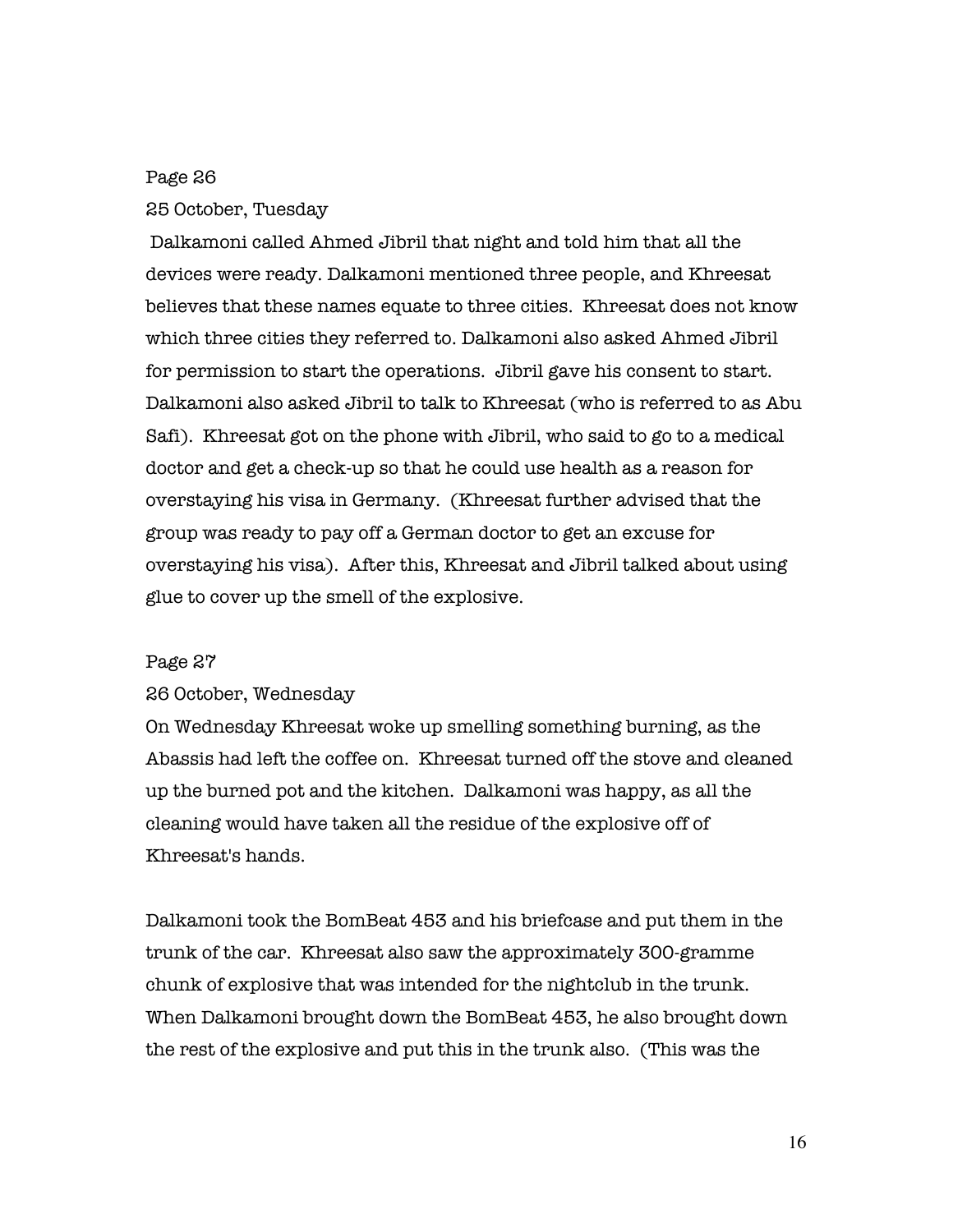Page 26

25 October, Tuesday

Dalkamoni called Ahmed Jibril that night and told him that all the devices were ready. Dalkamoni mentioned three people, and Khreesat believes that these names equate to three cities. Khreesat does not know which three cities they referred to. Dalkamoni also asked Ahmed Jibril for permission to start the operations. Jibril gave his consent to start. Dalkamoni also asked Jibril to talk to Khreesat (who is referred to as Abu Safi). Khreesat got on the phone with Jibril, who said to go to a medical doctor and get a check-up so that he could use health as a reason for overstaying his visa in Germany. (Khreesat further advised that the group was ready to pay off a German doctor to get an excuse for overstaying his visa). After this, Khreesat and Jibril talked about using glue to cover up the smell of the explosive.

Page 27

26 October, Wednesday

On Wednesday Khreesat woke up smelling something burning, as the Abassis had left the coffee on. Khreesat turned off the stove and cleaned up the burned pot and the kitchen. Dalkamoni was happy, as all the cleaning would have taken all the residue of the explosive off of Khreesat's hands.

Dalkamoni took the BomBeat 453 and his briefcase and put them in the trunk of the car. Khreesat also saw the approximately 300-gramme chunk of explosive that was intended for the nightclub in the trunk. When Dalkamoni brought down the BomBeat 453, he also brought down the rest of the explosive and put this in the trunk also. (This was the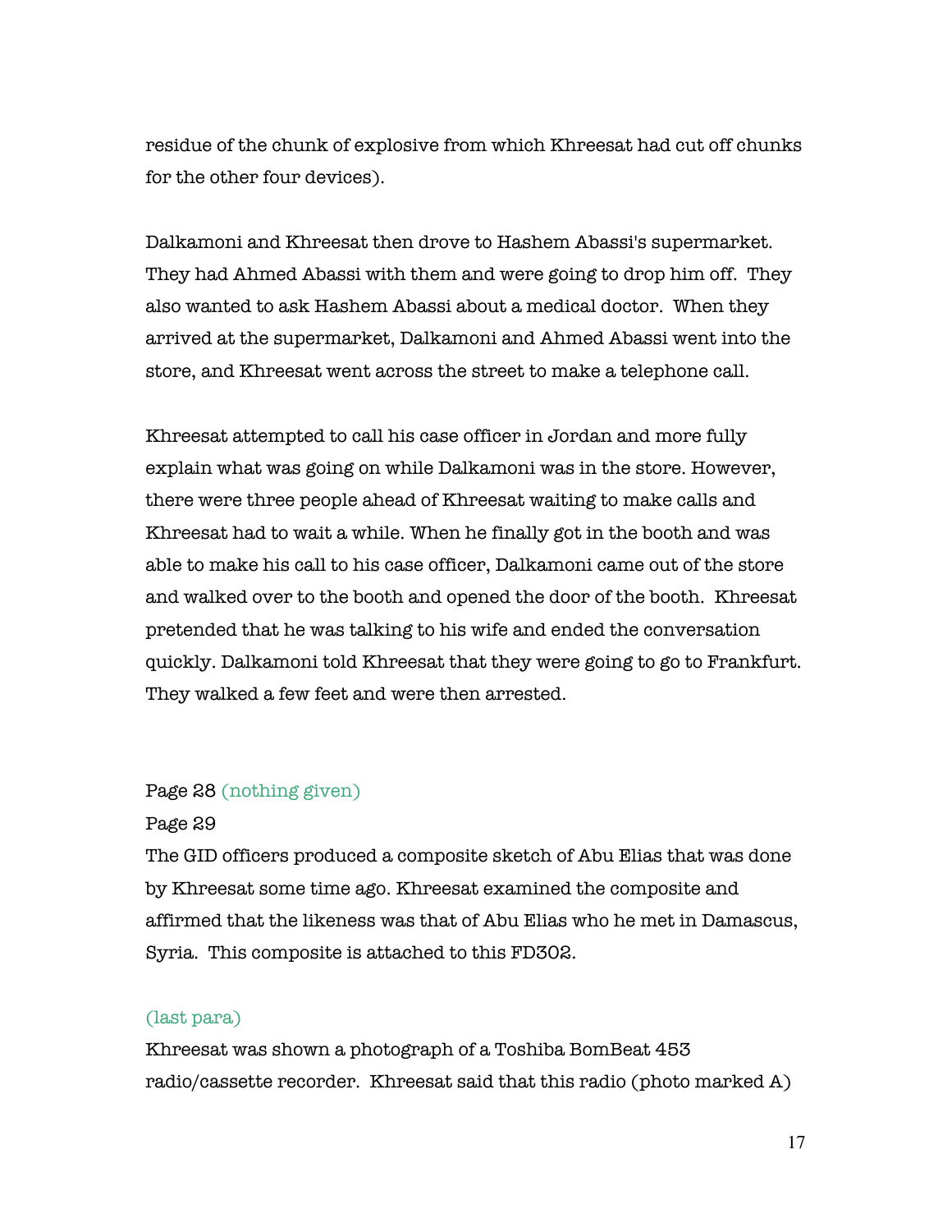residue of the chunk of explosive from which Khreesat had cut off chunks for the other four devices).

Dalkamoni and Khreesat then drove to Hashem Abassi's supermarket. They had Ahmed Abassi with them and were going to drop him off. They also wanted to ask Hashem Abassi about a medical doctor. When they arrived at the supermarket, Dalkamoni and Ahmed Abassi went into the store, and Khreesat went across the street to make a telephone call.

Khreesat attempted to call his case officer in Jordan and more fully explain what was going on while Dalkamoni was in the store. However, there were three people ahead of Khreesat waiting to make calls and Khreesat had to wait a while. When he finally got in the booth and was able to make his call to his case officer, Dalkamoni came out of the store and walked over to the booth and opened the door of the booth. Khreesat pretended that he was talking to his wife and ended the conversation quickly. Dalkamoni told Khreesat that they were going to go to Frankfurt. They walked a few feet and were then arrested.

Page 28 (nothing given)

Page 29

The GID officers produced a composite sketch of Abu Elias that was done by Khreesat some time ago. Khreesat examined the composite and affirmed that the likeness was that of Abu Elias who he met in Damascus, Syria. This composite is attached to this FD302.

(last para)

Khreesat was shown a photograph of a Toshiba BomBeat 453 radio/cassette recorder. Khreesat said that this radio (photo marked A)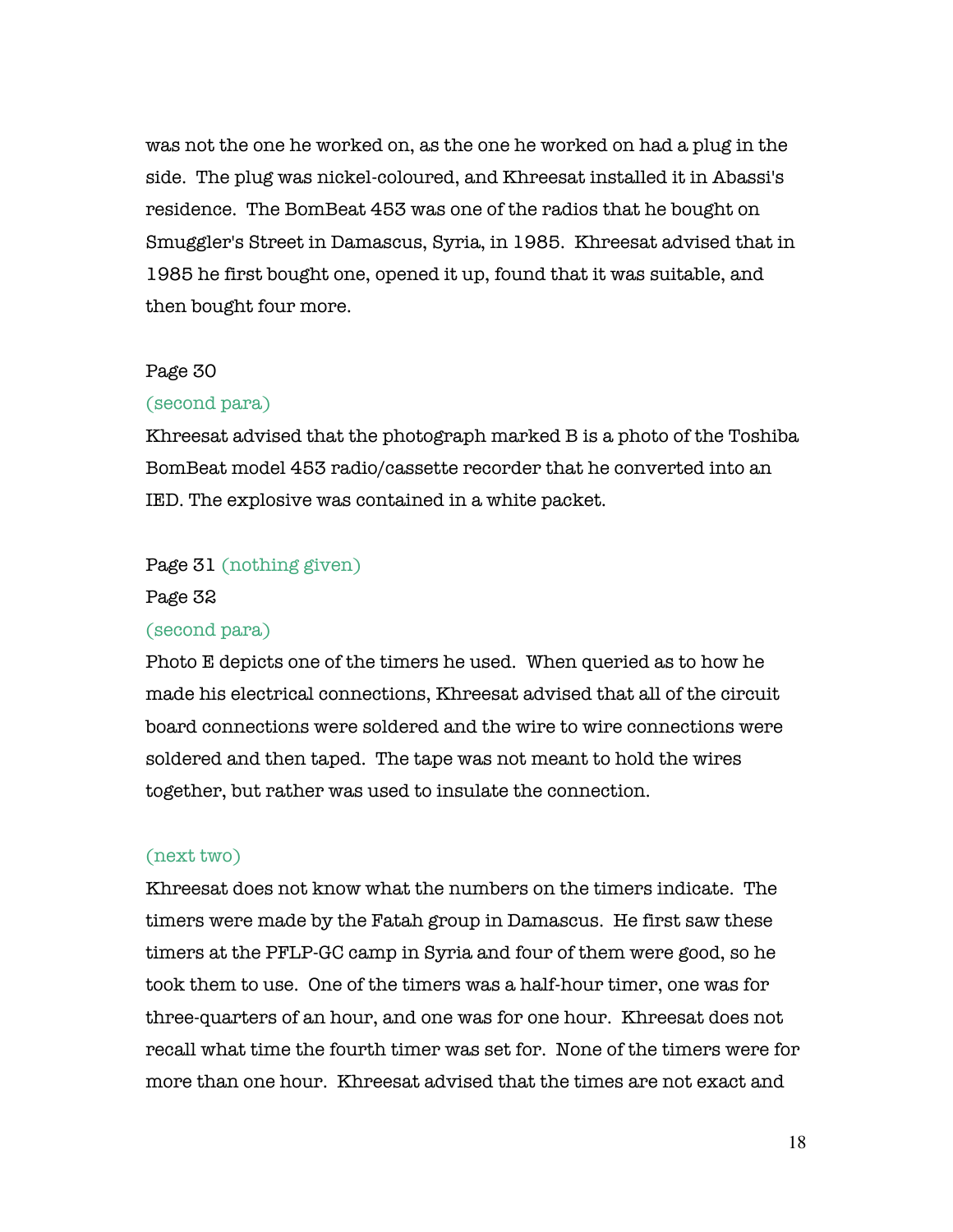was not the one he worked on, as the one he worked on had a plug in the side. The plug was nickel-coloured, and Khreesat installed it in Abassi's residence. The BomBeat 453 was one of the radios that he bought on Smuggler's Street in Damascus, Syria, in 1985. Khreesat advised that in 1985 he first bought one, opened it up, found that it was suitable, and then bought four more.

Page 30

(second para)

Khreesat advised that the photograph marked B is a photo of the Toshiba BomBeat model 453 radio/cassette recorder that he converted into an IED. The explosive was contained in a white packet.

Page 31 (nothing given)

Page 32

(second para)

Photo E depicts one of the timers he used. When queried as to how he made his electrical connections, Khreesat advised that all of the circuit board connections were soldered and the wire to wire connections were soldered and then taped. The tape was not meant to hold the wires together, but rather was used to insulate the connection.

(next two)

Khreesat does not know what the numbers on the timers indicate. The timers were made by the Fatah group in Damascus. He first saw these timers at the PFLP-GC camp in Syria and four of them were good, so he took them to use. One of the timers was a half-hour timer, one was for three-quarters of an hour, and one was for one hour. Khreesat does not recall what time the fourth timer was set for. None of the timers were for more than one hour. Khreesat advised that the times are not exact and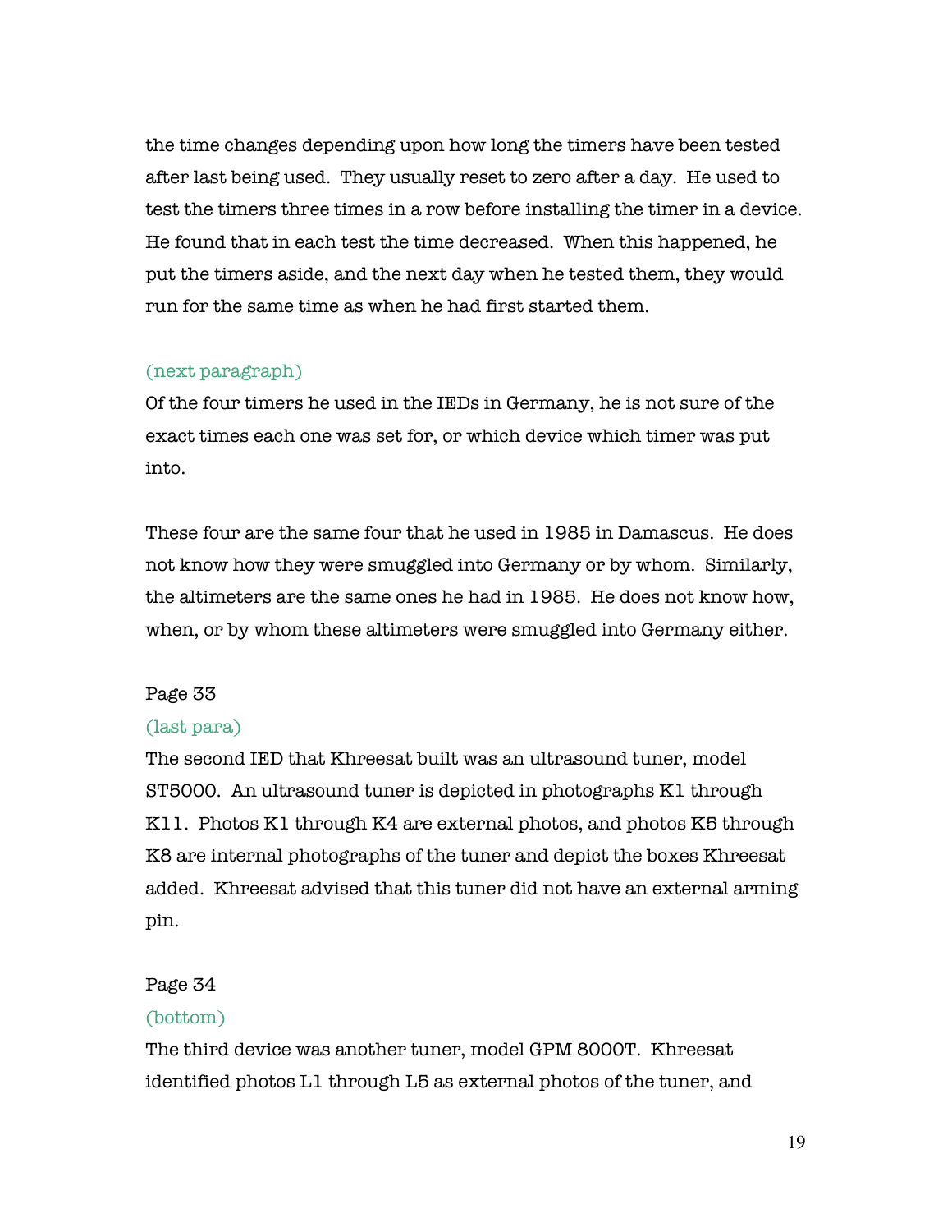the time changes depending upon how long the timers have been tested after last being used. They usually reset to zero after a day. He used to test the timers three times in a row before installing the timer in a device. He found that in each test the time decreased. When this happened, he put the timers aside, and the next day when he tested them, they would run for the same time as when he had first started them.

(next paragraph)

Of the four timers he used in the IEDs in Germany, he is not sure of the exact times each one was set for, or which device which timer was put into.

These four are the same four that he used in 1985 in Damascus. He does not know how they were smuggled into Germany or by whom. Similarly, the altimeters are the same ones he had in 1985. He does not know how, when, or by whom these altimeters were smuggled into Germany either.

Page 33

(last para)

The second IED that Khreesat built was an ultrasound tuner, model ST5000. An ultrasound tuner is depicted in photographs K1 through K11. Photos K1 through K4 are external photos, and photos K5 through K8 are internal photographs of the tuner and depict the boxes Khreesat added. Khreesat advised that this tuner did not have an external arming pin.

Page 34

(bottom)

The third device was another tuner, model GPM 8000T. Khreesat identified photos L1 through L5 as external photos of the tuner, and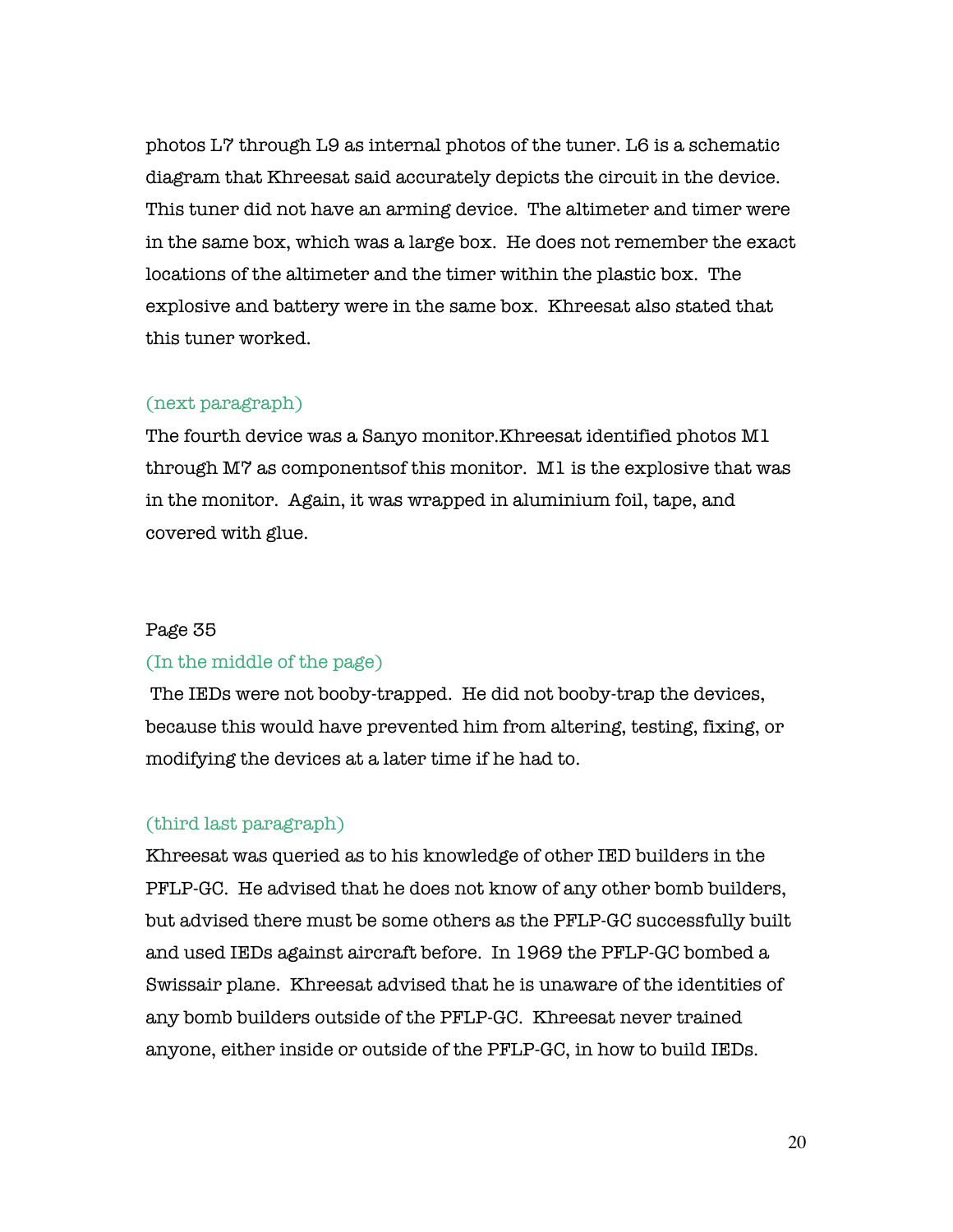photos L7 through L9 as internal photos of the tuner. L6 is a schematic diagram that Khreesat said accurately depicts the circuit in the device. This tuner did not have an arming device. The altimeter and timer were in the same box, which was a large box. He does not remember the exact locations of the altimeter and the timer within the plastic box. The explosive and battery were in the same box. Khreesat also stated that this tuner worked.

(next paragraph)

The fourth device was a Sanyo monitor.Khreesat identified photos M1 through M7 as componentsof this monitor. M1 is the explosive that was in the monitor. Again, it was wrapped in aluminium foil, tape, and covered with glue.

Page 35

(In the middle of the page)

The IEDs were not booby-trapped. He did not booby-trap the devices, because this would have prevented him from altering, testing, fixing, or modifying the devices at a later time if he had to.

(third last paragraph)

Khreesat was queried as to his knowledge of other IED builders in the PFLP-GC. He advised that he does not know of any other bomb builders, but advised there must be some others as the PFLP-GC successfully built and used IEDs against aircraft before. In 1969 the PFLP-GC bombed a Swissair plane. Khreesat advised that he is unaware of the identities of any bomb builders outside of the PFLP-GC. Khreesat never trained anyone, either inside or outside of the PFLP-GC, in how to build IEDs.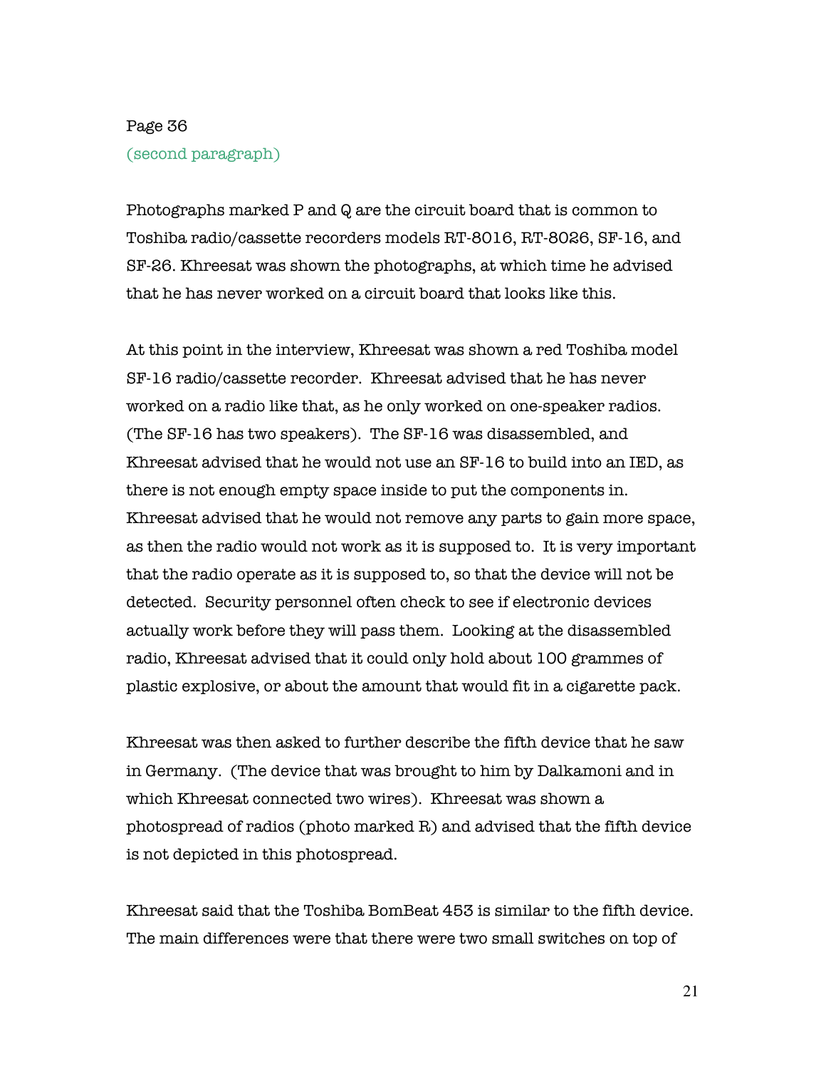Page 36

(second paragraph)

Photographs marked P and Q are the circuit board that is common to Toshiba radio/cassette recorders models RT-8016, RT-8026, SF-16, and SF-26. Khreesat was shown the photographs, at which time he advised that he has never worked on a circuit board that looks like this.

At this point in the interview, Khreesat was shown a red Toshiba model SF-16 radio/cassette recorder. Khreesat advised that he has never worked on a radio like that, as he only worked on one-speaker radios. (The SF-16 has two speakers). The SF-16 was disassembled, and Khreesat advised that he would not use an SF-16 to build into an IED, as there is not enough empty space inside to put the components in. Khreesat advised that he would not remove any parts to gain more space, as then the radio would not work as it is supposed to. It is very important that the radio operate as it is supposed to, so that the device will not be detected. Security personnel often check to see if electronic devices actually work before they will pass them. Looking at the disassembled radio, Khreesat advised that it could only hold about 100 grammes of plastic explosive, or about the amount that would fit in a cigarette pack.

Khreesat was then asked to further describe the fifth device that he saw in Germany. (The device that was brought to him by Dalkamoni and in which Khreesat connected two wires). Khreesat was shown a photospread of radios (photo marked R) and advised that the fifth device is not depicted in this photospread.

Khreesat said that the Toshiba BomBeat 453 is similar to the fifth device. The main differences were that there were two small switches on top of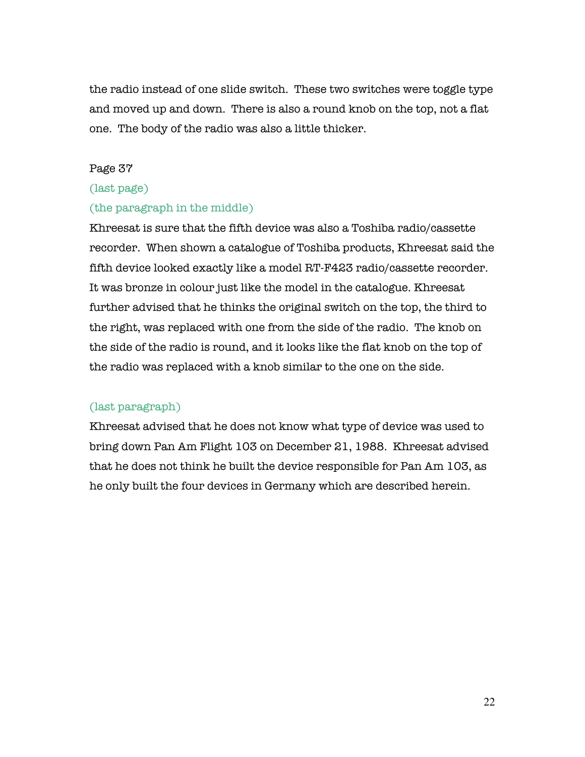the radio instead of one slide switch. These two switches were toggle type and moved up and down. There is also a round knob on the top, not a flat one. The body of the radio was also a little thicker.

Page 37

(last page)

(the paragraph in the middle)

Khreesat is sure that the fifth device was also a Toshiba radio/cassette recorder. When shown a catalogue of Toshiba products, Khreesat said the fifth device looked exactly like a model RT-F423 radio/cassette recorder. It was bronze in colour just like the model in the catalogue. Khreesat further advised that he thinks the original switch on the top, the third to the right, was replaced with one from the side of the radio. The knob on the side of the radio is round, and it looks like the flat knob on the top of the radio was replaced with a knob similar to the one on the side.

(last paragraph)

Khreesat advised that he does not know what type of device was used to bring down Pan Am Flight 103 on December 21, 1988. Khreesat advised that he does not think he built the device responsible for Pan Am 103, as he only built the four devices in Germany which are described herein.